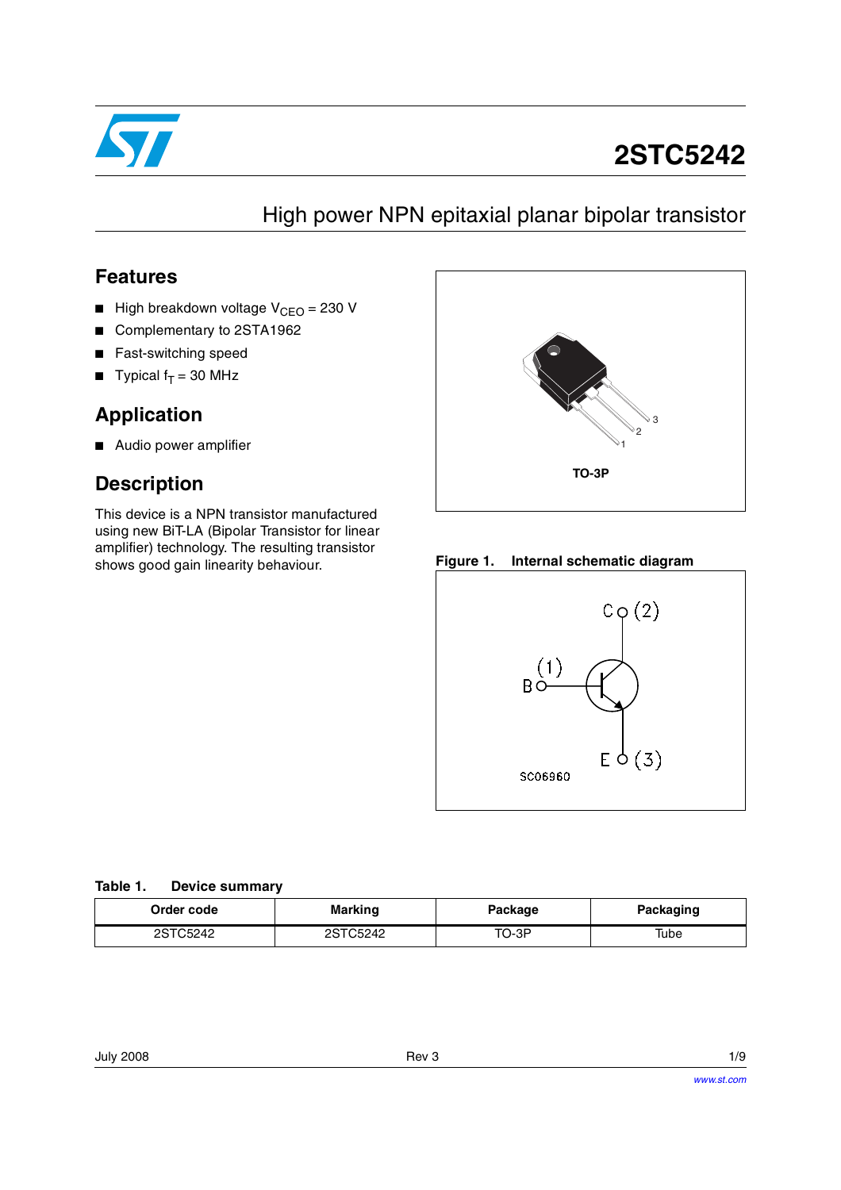# 2STC5242

## High power NPN epitaxial planar bipolar transistor

## Features

- High breakdown voltage $V_{CEO}$ = 230 V
- Complementary to 2STA1962
- Fast-switching speed
- Typical $f_T$ = 30 MHz

## Application

- Audio power amplifier

## Description

This device is a NPN transistor manufactured using new BiT-LA (Bipolar Transistor for linear amplifier) technology. The resulting transistor shows good gain linearity behaviour.

TO-3P

**Figure 1. Internal schematic diagram**

**Table 1. Device summary**

| Order code | Marking | Package | Packaging |
|---|---|---|---|
| 2STC5242 | 2STC5242 | TO-3P | Tube |

July 2008 Rev 3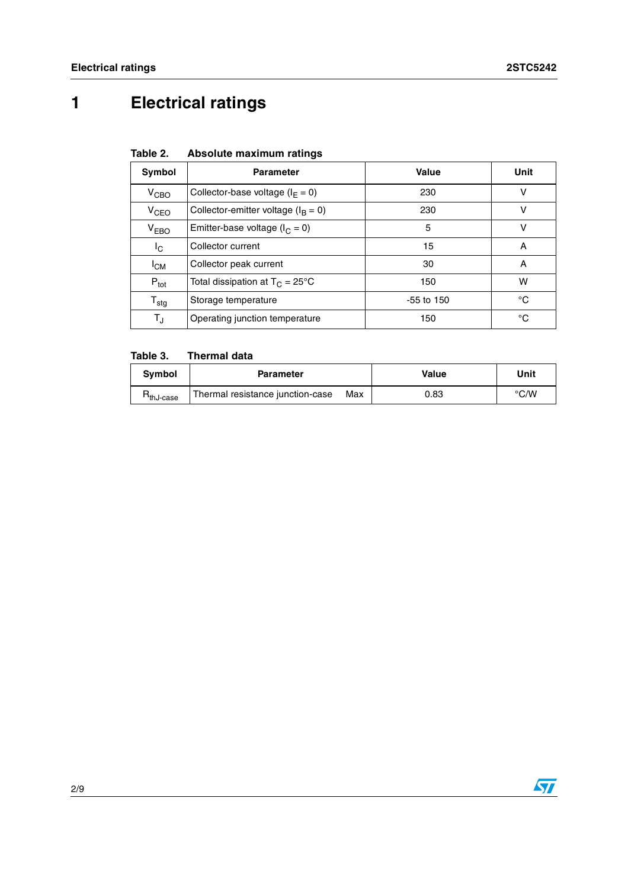# 1 Electrical ratings

**Table 2. Absolute maximum ratings**

| Symbol | Parameter | Value | Unit |
|---|---|---|---|
| $V_{CBO}$ | Collector-base voltage ($I_E = 0$) | 230 | V |
| $V_{CEO}$ | Collector-emitter voltage ($I_B = 0$) | 230 | V |
| $V_{EBO}$ | Emitter-base voltage ($I_C = 0$) | 5 | V |
| $I_C$ | Collector current | 15 | A |
| $I_{CM}$ | Collector peak current | 30 | A |
| $P_{tot}$ | Total dissipation at $T_C = 25°C$ | 150 | W |
| $T_{stg}$ | Storage temperature | -55 to 150 | °C |
| $T_J$ | Operating junction temperature | 150 | °C |

**Table 3. Thermal data**

| Symbol | Parameter | Value | Unit |
|---|---|---|---|
| $R_{thJ\text{-}case}$ | Thermal resistance junction-case Max | 0.83 | °C/W |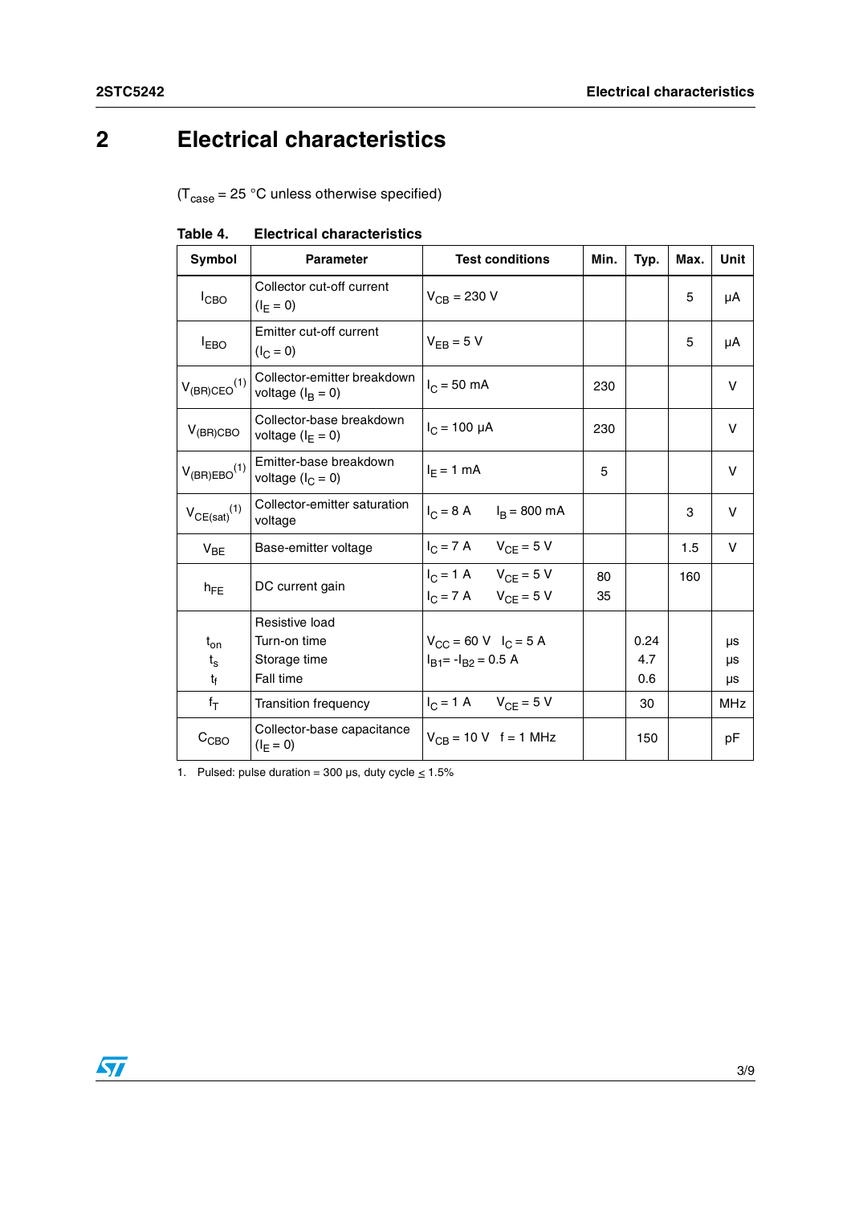# 2 Electrical characteristics

($T_{case}$ = 25 °C unless otherwise specified)

**Table 4. Electrical characteristics**

| Symbol | Parameter | Test conditions | Min. | Typ. | Max. | Unit |
|---|---|---|---|---|---|---|
| $I_{CBO}$ | Collector cut-off current ($I_E = 0$) | $V_{CB}$ = 230 V | | | 5 | µA |
| $I_{EBO}$ | Emitter cut-off current ($I_C = 0$) | $V_{EB}$ = 5 V | | | 5 | µA |
| $V_{(BR)CEO}$ [1] | Collector-emitter breakdown voltage ($I_B = 0$) | $I_C$ = 50 mA | 230 | | | V |
| $V_{(BR)CBO}$ | Collector-base breakdown voltage ($I_E = 0$) | $I_C$ = 100 µA | 230 | | | V |
| $V_{(BR)EBO}$ [1] | Emitter-base breakdown voltage ($I_C = 0$) | $I_E$ = 1 mA | 5 | | | V |
| $V_{CE(sat)}$ [1] | Collector-emitter saturation voltage | $I_C$ = 8 A   $I_B$ = 800 mA | | | 3 | V |
| $V_{BE}$ | Base-emitter voltage | $I_C$ = 7 A   $V_{CE}$ = 5 V | | | 1.5 | V |
| $h_{FE}$ | DC current gain | $I_C$ = 1 A   $V_{CE}$ = 5 V<br>$I_C$ = 7 A   $V_{CE}$ = 5 V | 80<br>35 | | 160 | |
| $t_{on}$<br>$t_s$<br>$t_f$ | Resistive load<br>Turn-on time<br>Storage time<br>Fall time | $V_{CC}$ = 60 V   $I_C$ = 5 A<br>$I_{B1}$= -$I_{B2}$ = 0.5 A | | 0.24<br>4.7<br>0.6 | | µs<br>µs<br>µs |
| $f_T$ | Transition frequency | $I_C$ = 1 A   $V_{CE}$ = 5 V | | 30 | | MHz |
| $C_{CBO}$ | Collector-base capacitance ($I_E = 0$) | $V_{CB}$ = 10 V   f = 1 MHz | | 150 | | pF |

1. Pulsed: pulse duration = 300 µs, duty cycle ≤ 1.5%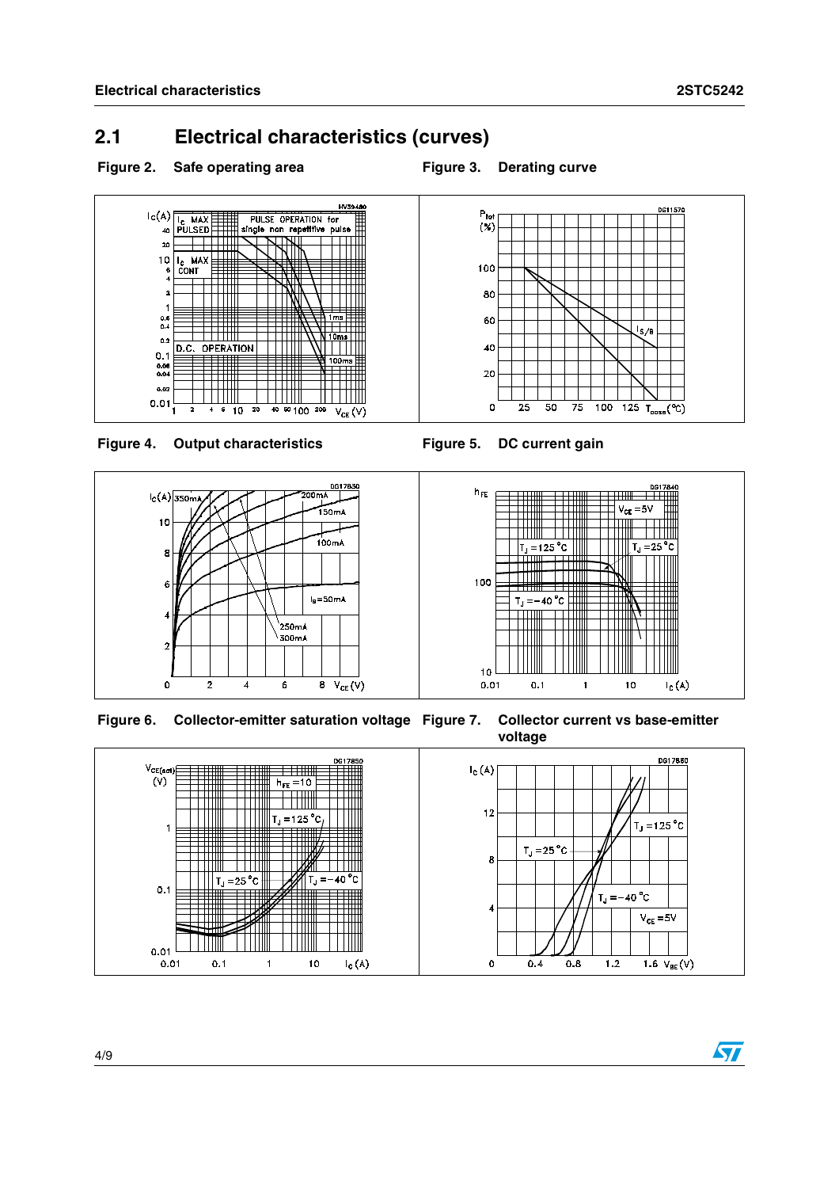## 2.1 Electrical characteristics (curves)

**Figure 2. Safe operating area**

**Figure 3. Derating curve**

**Figure 4. Output characteristics**

**Figure 5. DC current gain**

**Figure 6. Collector-emitter saturation voltage**

**Figure 7. Collector current vs base-emitter voltage**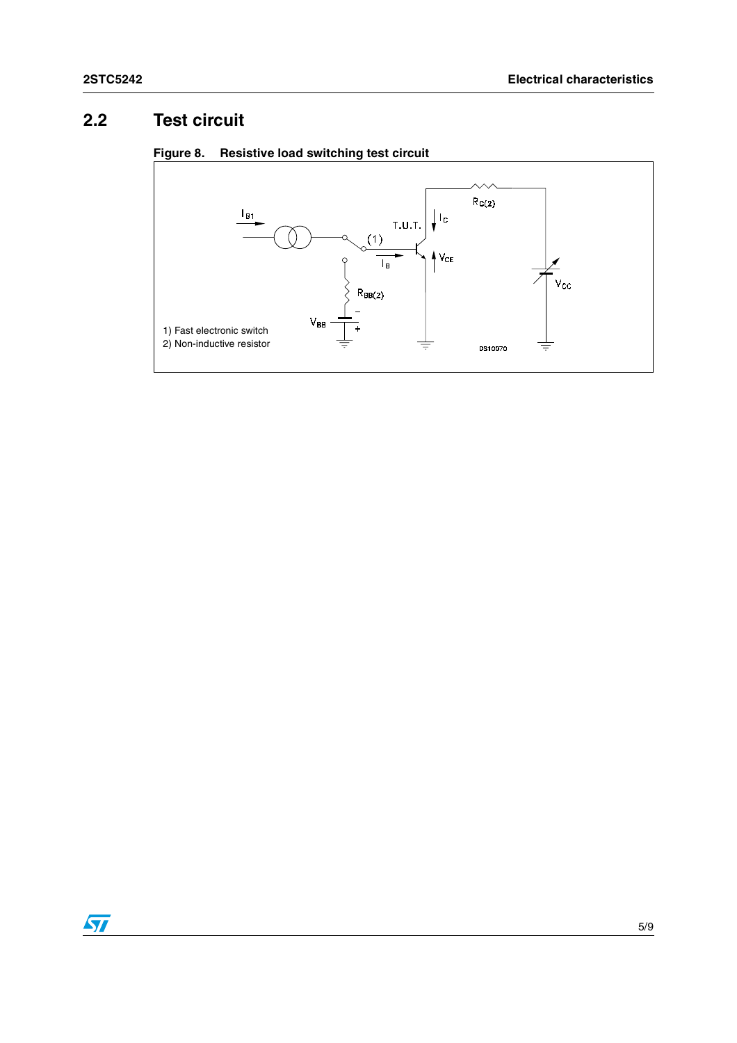## 2.2 Test circuit

**Figure 8. Resistive load switching test circuit**

1) Fast electronic switch
2) Non-inductive resistor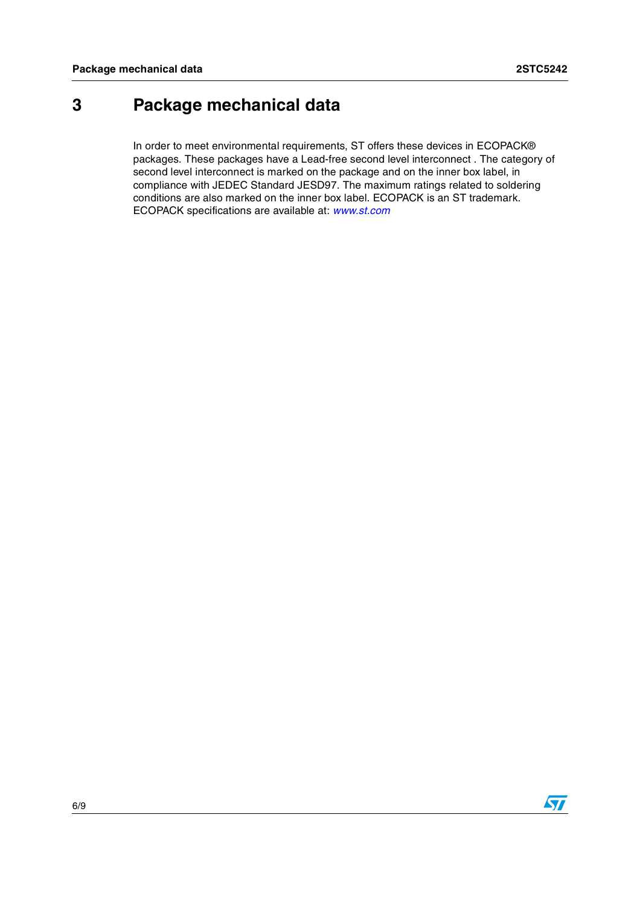# 3 Package mechanical data

In order to meet environmental requirements, ST offers these devices in ECOPACK® packages. These packages have a Lead-free second level interconnect . The category of second level interconnect is marked on the package and on the inner box label, in compliance with JEDEC Standard JESD97. The maximum ratings related to soldering conditions are also marked on the inner box label. ECOPACK is an ST trademark. ECOPACK specifications are available at: *www.st.com*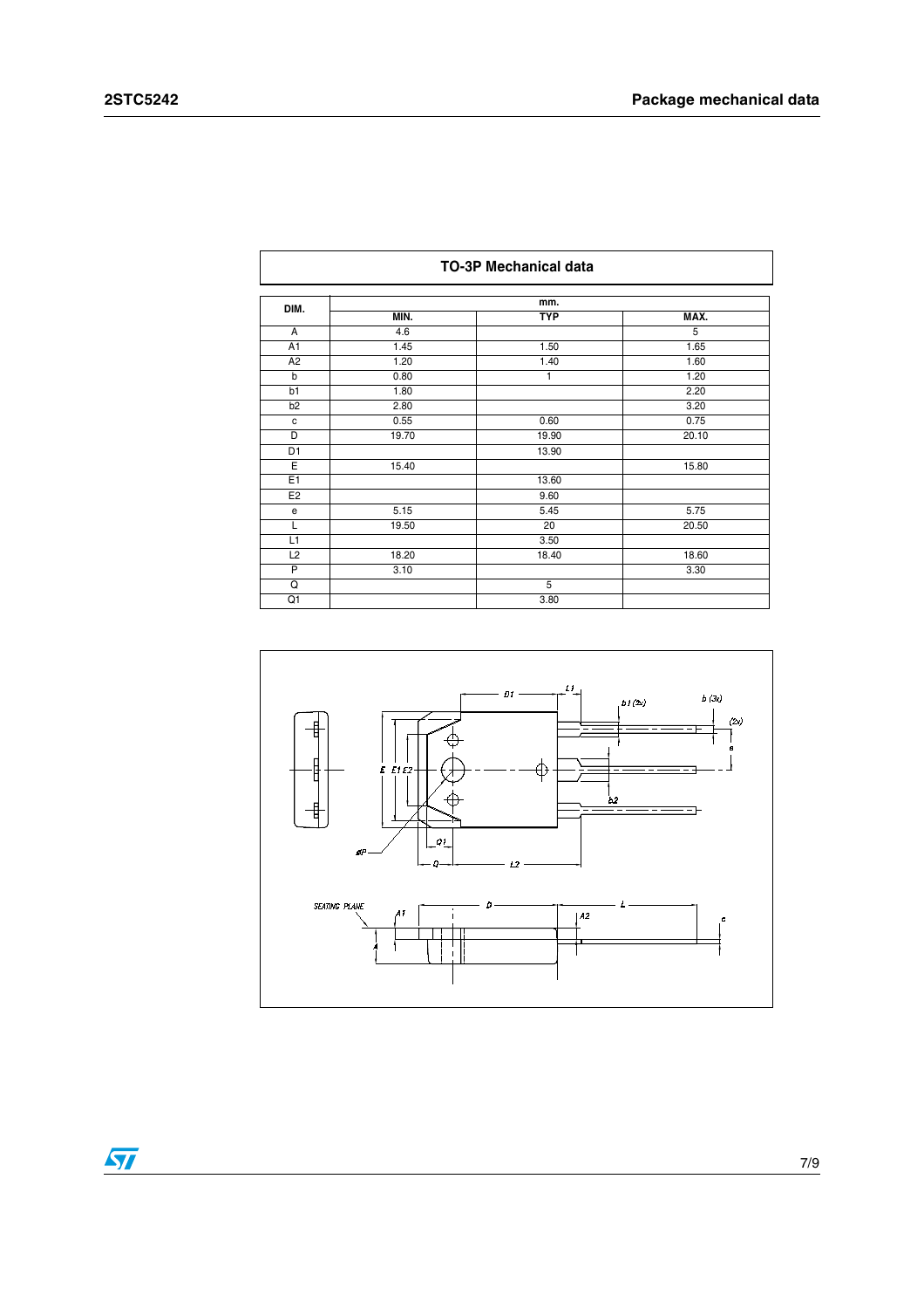| TO-3P Mechanical data | | | |
|---|---|---|---|
| DIM. | mm. | | |
| | MIN. | TYP | MAX. |
| A | 4.6 | | 5 |
| A1 | 1.45 | 1.50 | 1.65 |
| A2 | 1.20 | 1.40 | 1.60 |
| b | 0.80 | 1 | 1.20 |
| b1 | 1.80 | | 2.20 |
| b2 | 2.80 | | 3.20 |
| c | 0.55 | 0.60 | 0.75 |
| D | 19.70 | 19.90 | 20.10 |
| D1 | | 13.90 | |
| E | 15.40 | | 15.80 |
| E1 | | 13.60 | |
| E2 | | 9.60 | |
| e | 5.15 | 5.45 | 5.75 |
| L | 19.50 | 20 | 20.50 |
| L1 | | 3.50 | |
| L2 | 18.20 | 18.40 | 18.60 |
| P | 3.10 | | 3.30 |
| Q | | 5 | |
| Q1 | | 3.80 | |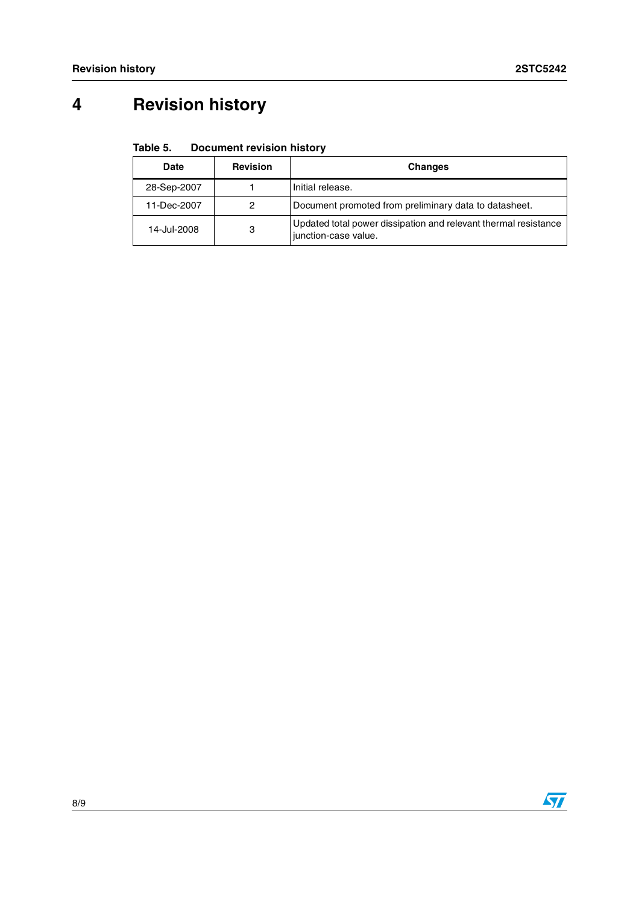# 4 Revision history

**Table 5. Document revision history**

| Date | Revision | Changes |
|---|---|---|
| 28-Sep-2007 | 1 | Initial release. |
| 11-Dec-2007 | 2 | Document promoted from preliminary data to datasheet. |
| 14-Jul-2008 | 3 | Updated total power dissipation and relevant thermal resistance junction-case value. |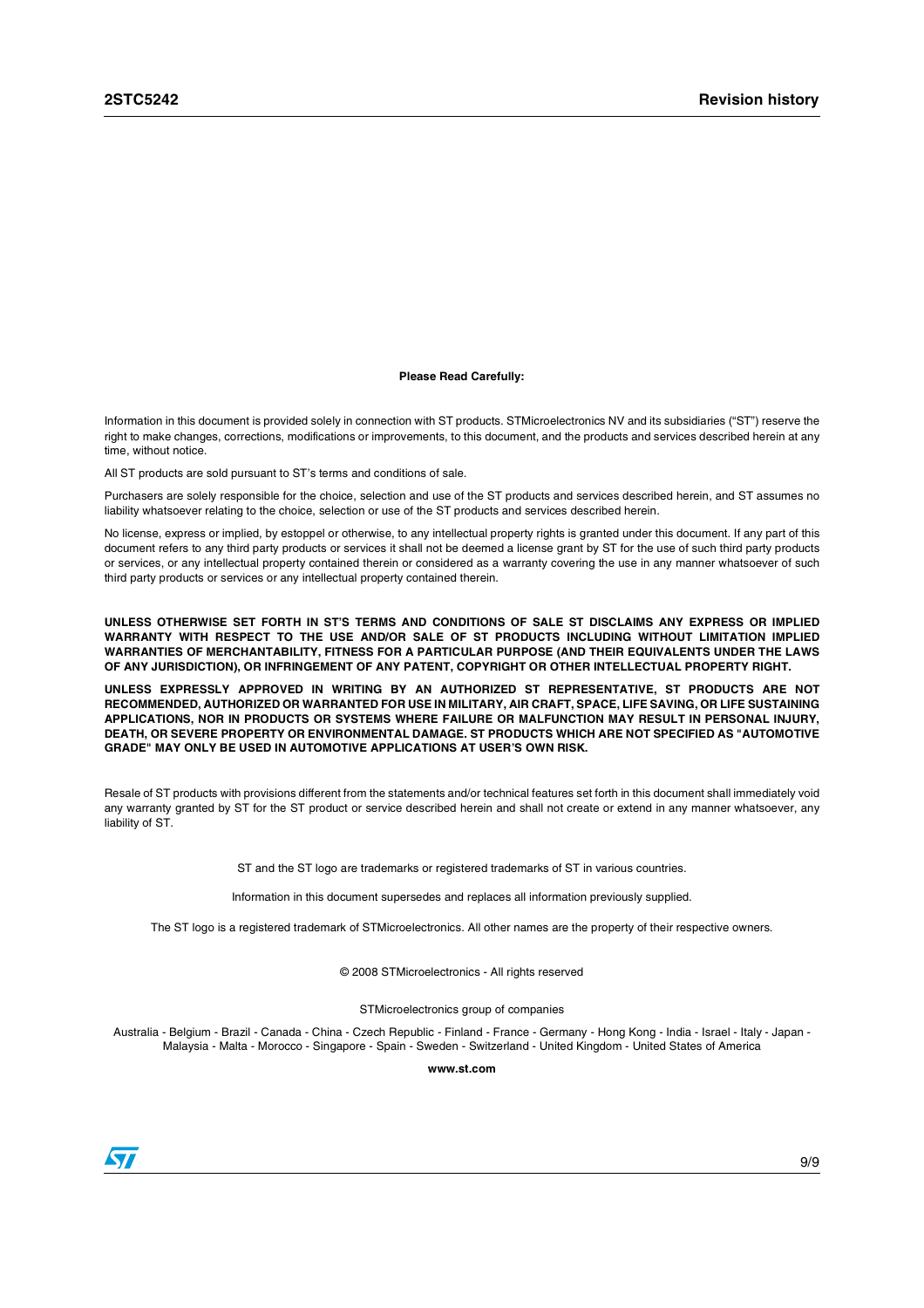**Please Read Carefully:**

Information in this document is provided solely in connection with ST products. STMicroelectronics NV and its subsidiaries ("ST") reserve the right to make changes, corrections, modifications or improvements, to this document, and the products and services described herein at any time, without notice.

All ST products are sold pursuant to ST's terms and conditions of sale.

Purchasers are solely responsible for the choice, selection and use of the ST products and services described herein, and ST assumes no liability whatsoever relating to the choice, selection or use of the ST products and services described herein.

No license, express or implied, by estoppel or otherwise, to any intellectual property rights is granted under this document. If any part of this document refers to any third party products or services it shall not be deemed a license grant by ST for the use of such third party products or services, or any intellectual property contained therein or considered as a warranty covering the use in any manner whatsoever of such third party products or services or any intellectual property contained therein.

**UNLESS OTHERWISE SET FORTH IN ST'S TERMS AND CONDITIONS OF SALE ST DISCLAIMS ANY EXPRESS OR IMPLIED WARRANTY WITH RESPECT TO THE USE AND/OR SALE OF ST PRODUCTS INCLUDING WITHOUT LIMITATION IMPLIED WARRANTIES OF MERCHANTABILITY, FITNESS FOR A PARTICULAR PURPOSE (AND THEIR EQUIVALENTS UNDER THE LAWS OF ANY JURISDICTION), OR INFRINGEMENT OF ANY PATENT, COPYRIGHT OR OTHER INTELLECTUAL PROPERTY RIGHT.**

**UNLESS EXPRESSLY APPROVED IN WRITING BY AN AUTHORIZED ST REPRESENTATIVE, ST PRODUCTS ARE NOT RECOMMENDED, AUTHORIZED OR WARRANTED FOR USE IN MILITARY, AIR CRAFT, SPACE, LIFE SAVING, OR LIFE SUSTAINING APPLICATIONS, NOR IN PRODUCTS OR SYSTEMS WHERE FAILURE OR MALFUNCTION MAY RESULT IN PERSONAL INJURY, DEATH, OR SEVERE PROPERTY OR ENVIRONMENTAL DAMAGE. ST PRODUCTS WHICH ARE NOT SPECIFIED AS "AUTOMOTIVE GRADE" MAY ONLY BE USED IN AUTOMOTIVE APPLICATIONS AT USER'S OWN RISK.**

Resale of ST products with provisions different from the statements and/or technical features set forth in this document shall immediately void any warranty granted by ST for the ST product or service described herein and shall not create or extend in any manner whatsoever, any liability of ST.

ST and the ST logo are trademarks or registered trademarks of ST in various countries.

Information in this document supersedes and replaces all information previously supplied.

The ST logo is a registered trademark of STMicroelectronics. All other names are the property of their respective owners.

© 2008 STMicroelectronics - All rights reserved

STMicroelectronics group of companies

Australia - Belgium - Brazil - Canada - China - Czech Republic - Finland - France - Germany - Hong Kong - India - Israel - Italy - Japan - Malaysia - Malta - Morocco - Singapore - Spain - Sweden - Switzerland - United Kingdom - United States of America

**www.st.com**